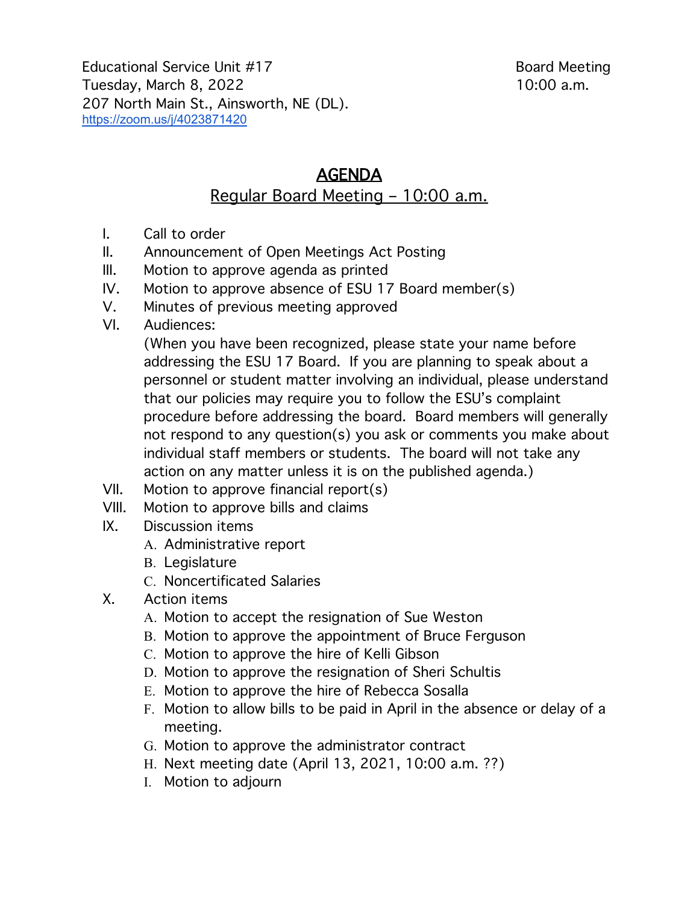Educational Service Unit #17 Board Meeting
Tuesday, March 8, 2022 10:00 a.m.
207 North Main St., Ainsworth, NE (DL).
https://zoom.us/j/4023871420

# AGENDA

## Regular Board Meeting – 10:00 a.m.

I. Call to order
II. Announcement of Open Meetings Act Posting
III. Motion to approve agenda as printed
IV. Motion to approve absence of ESU 17 Board member(s)
V. Minutes of previous meeting approved
VI. Audiences:
(When you have been recognized, please state your name before addressing the ESU 17 Board. If you are planning to speak about a personnel or student matter involving an individual, please understand that our policies may require you to follow the ESU's complaint procedure before addressing the board. Board members will generally not respond to any question(s) you ask or comments you make about individual staff members or students. The board will not take any action on any matter unless it is on the published agenda.)
VII. Motion to approve financial report(s)
VIII. Motion to approve bills and claims
IX. Discussion items
   A. Administrative report
   B. Legislature
   C. Noncertificated Salaries
X. Action items
   A. Motion to accept the resignation of Sue Weston
   B. Motion to approve the appointment of Bruce Ferguson
   C. Motion to approve the hire of Kelli Gibson
   D. Motion to approve the resignation of Sheri Schultis
   E. Motion to approve the hire of Rebecca Sosalla
   F. Motion to allow bills to be paid in April in the absence or delay of a meeting.
   G. Motion to approve the administrator contract
   H. Next meeting date (April 13, 2021, 10:00 a.m. ??)
   I. Motion to adjourn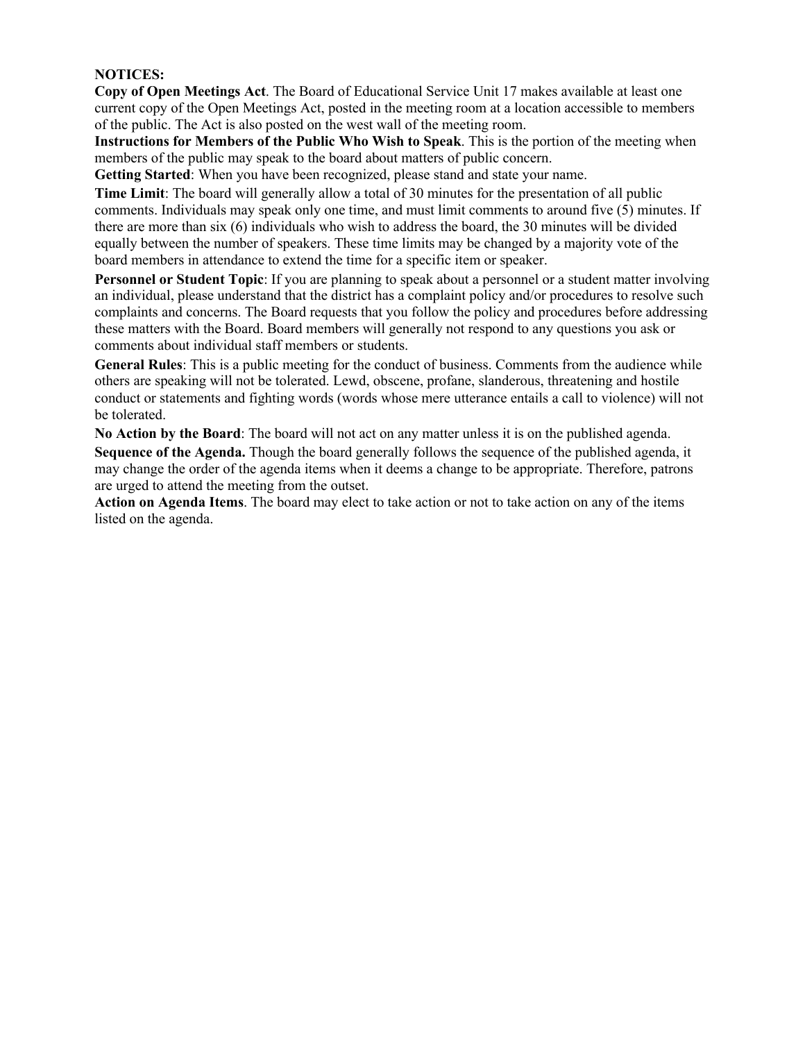**NOTICES:**

**Copy of Open Meetings Act**. The Board of Educational Service Unit 17 makes available at least one current copy of the Open Meetings Act, posted in the meeting room at a location accessible to members of the public. The Act is also posted on the west wall of the meeting room.

**Instructions for Members of the Public Who Wish to Speak**. This is the portion of the meeting when members of the public may speak to the board about matters of public concern.

**Getting Started**: When you have been recognized, please stand and state your name.

**Time Limit**: The board will generally allow a total of 30 minutes for the presentation of all public comments. Individuals may speak only one time, and must limit comments to around five (5) minutes. If there are more than six (6) individuals who wish to address the board, the 30 minutes will be divided equally between the number of speakers. These time limits may be changed by a majority vote of the board members in attendance to extend the time for a specific item or speaker.

**Personnel or Student Topic**: If you are planning to speak about a personnel or a student matter involving an individual, please understand that the district has a complaint policy and/or procedures to resolve such complaints and concerns. The Board requests that you follow the policy and procedures before addressing these matters with the Board. Board members will generally not respond to any questions you ask or comments about individual staff members or students.

**General Rules**: This is a public meeting for the conduct of business. Comments from the audience while others are speaking will not be tolerated. Lewd, obscene, profane, slanderous, threatening and hostile conduct or statements and fighting words (words whose mere utterance entails a call to violence) will not be tolerated.

**No Action by the Board**: The board will not act on any matter unless it is on the published agenda.

**Sequence of the Agenda.** Though the board generally follows the sequence of the published agenda, it may change the order of the agenda items when it deems a change to be appropriate. Therefore, patrons are urged to attend the meeting from the outset.

**Action on Agenda Items**. The board may elect to take action or not to take action on any of the items listed on the agenda.